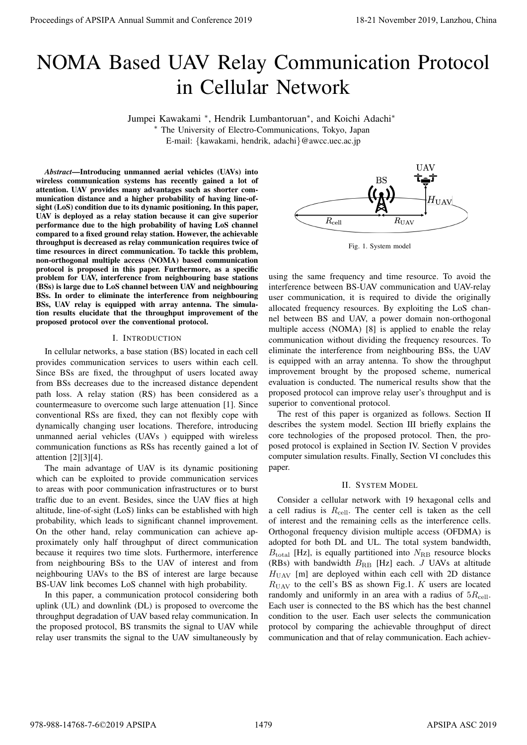# NOMA Based UAV Relay Communication Protocol in Cellular Network

Jumpei Kawakami [*], Hendrik Lumbantoruan[*], and Koichi Adachi[*]

[*] The University of Electro-Communications, Tokyo, Japan

E-mail: {kawakami, hendrik, adachi}@awcc.uec.ac.jp

***Abstract*—Introducing unmanned aerial vehicles (UAVs) into wireless communication systems has recently gained a lot of attention. UAV provides many advantages such as shorter communication distance and a higher probability of having line-of-sight (LoS) condition due to its dynamic positioning. In this paper, UAV is deployed as a relay station because it can give superior performance due to the high probability of having LoS channel compared to a fixed ground relay station. However, the achievable throughput is decreased as relay communication requires twice of time resources in direct communication. To tackle this problem, non-orthogonal multiple access (NOMA) based communication protocol is proposed in this paper. Furthermore, as a specific problem for UAV, interference from neighbouring base stations (BSs) is large due to LoS channel between UAV and neighbouring BSs. In order to eliminate the interference from neighbouring BSs, UAV relay is equipped with array antenna. The simulation results elucidate that the throughput improvement of the proposed protocol over the conventional protocol.**

## I. Introduction

In cellular networks, a base station (BS) located in each cell provides communication services to users within each cell. Since BSs are fixed, the throughput of users located away from BSs decreases due to the increased distance dependent path loss. A relay station (RS) has been considered as a countermeasure to overcome such large attenuation [1]. Since conventional RSs are fixed, they can not flexibly cope with dynamically changing user locations. Therefore, introducing unmanned aerial vehicles (UAVs ) equipped with wireless communication functions as RSs has recently gained a lot of attention [2][3][4].

The main advantage of UAV is its dynamic positioning which can be exploited to provide communication services to areas with poor communication infrastructures or to burst traffic due to an event. Besides, since the UAV flies at high altitude, line-of-sight (LoS) links can be established with high probability, which leads to significant channel improvement. On the other hand, relay communication can achieve approximately only half throughput of direct communication because it requires two time slots. Furthermore, interference from neighbouring BSs to the UAV of interest and from neighbouring UAVs to the BS of interest are large because BS-UAV link becomes LoS channel with high probability.

In this paper, a communication protocol considering both uplink (UL) and downlink (DL) is proposed to overcome the throughput degradation of UAV based relay communication. In the proposed protocol, BS transmits the signal to UAV while relay user transmits the signal to the UAV simultaneously by using the same frequency and time resource. To avoid the interference between BS-UAV communication and UAV-relay user communication, it is required to divide the originally allocated frequency resources. By exploiting the LoS channel between BS and UAV, a power domain non-orthogonal multiple access (NOMA) [8] is applied to enable the relay communication without dividing the frequency resources. To eliminate the interference from neighbouring BSs, the UAV is equipped with an array antenna. To show the throughput improvement brought by the proposed scheme, numerical evaluation is conducted. The numerical results show that the proposed protocol can improve relay user's throughput and is superior to conventional protocol.

The rest of this paper is organized as follows. Section II describes the system model. Section III briefly explains the core technologies of the proposed protocol. Then, the proposed protocol is explained in Section IV. Section V provides computer simulation results. Finally, Section VI concludes this paper.

Fig. 1. System model

## II. System Model

Consider a cellular network with 19 hexagonal cells and a cell radius is $R_{\text{cell}}$. The center cell is taken as the cell of interest and the remaining cells as the interference cells. Orthogonal frequency division multiple access (OFDMA) is adopted for both DL and UL. The total system bandwidth, $B_{\text{total}}$ [Hz], is equally partitioned into $N_{\text{RB}}$ resource blocks (RBs) with bandwidth $B_{\text{RB}}$ [Hz] each. $J$ UAVs at altitude $H_{\text{UAV}}$ [m] are deployed within each cell with 2D distance $R_{\text{UAV}}$ to the cell's BS as shown Fig.1. $K$ users are located randomly and uniformly in an area with a radius of $5R_{\text{cell}}$. Each user is connected to the BS which has the best channel condition to the user. Each user selects the communication protocol by comparing the achievable throughput of direct communication and that of relay communication. Each achiev-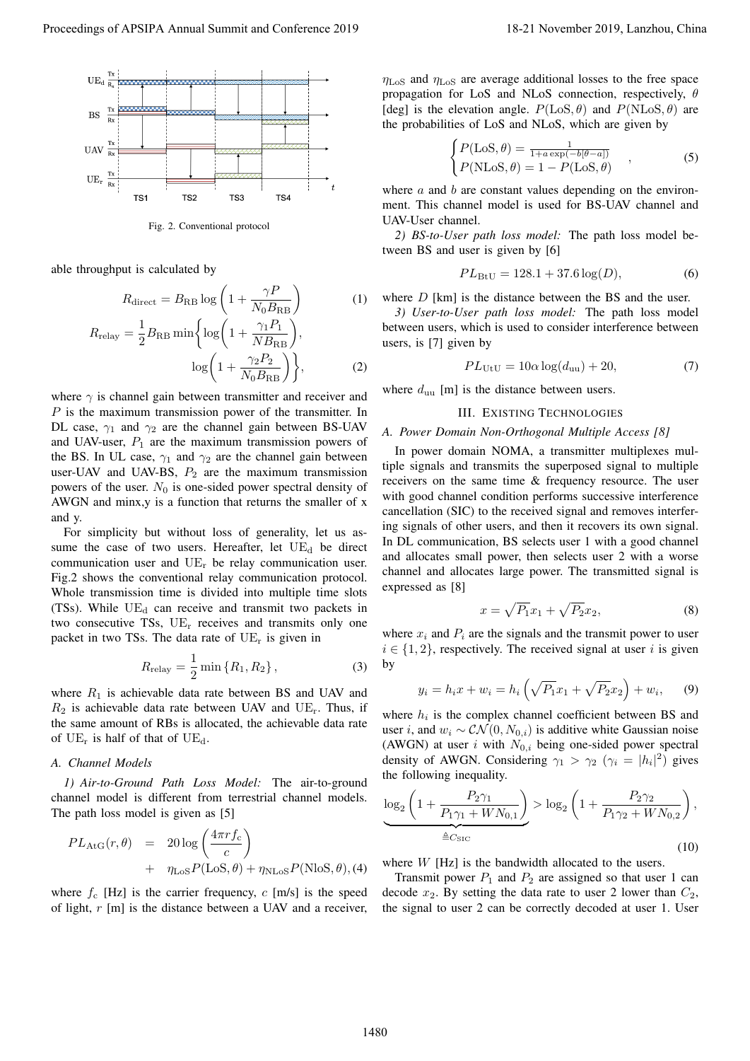Fig. 2. Conventional protocol

able throughput is calculated by

$$R_{\text{direct}} = B_{\text{RB}} \log\left(1 + \frac{\gamma P}{N_0 B_{\text{RB}}}\right) \tag{1}$$

$$R_{\text{relay}} = \frac{1}{2} B_{\text{RB}} \min\left\{ \log\left(1 + \frac{\gamma_1 P_1}{N B_{\text{RB}}}\right), \log\left(1 + \frac{\gamma_2 P_2}{N_0 B_{\text{RB}}}\right) \right\}, \tag{2}$$

where $\gamma$ is channel gain between transmitter and receiver and $P$ is the maximum transmission power of the transmitter. In DL case, $\gamma_1$ and $\gamma_2$ are the channel gain between BS-UAV and UAV-user, $P_1$ are the maximum transmission powers of the BS. In UL case, $\gamma_1$ and $\gamma_2$ are the channel gain between user-UAV and UAV-BS, $P_2$ are the maximum transmission powers of the user. $N_0$ is one-sided power spectral density of AWGN and minx,y is a function that returns the smaller of x and y.

For simplicity but without loss of generality, let us assume the case of two users. Hereafter, let $\text{UE}_\text{d}$ be direct communication user and $\text{UE}_\text{r}$ be relay communication user. Fig.2 shows the conventional relay communication protocol. Whole transmission time is divided into multiple time slots (TSs). While $\text{UE}_\text{d}$ can receive and transmit two packets in two consecutive TSs, $\text{UE}_\text{r}$ receives and transmits only one packet in two TSs. The data rate of $\text{UE}_\text{r}$ is given in

$$R_{\text{relay}} = \frac{1}{2} \min\{R_1, R_2\}, \tag{3}$$

where $R_1$ is achievable data rate between BS and UAV and $R_2$ is achievable data rate between UAV and $\text{UE}_\text{r}$. Thus, if the same amount of RBs is allocated, the achievable data rate of $\text{UE}_\text{r}$ is half of that of $\text{UE}_\text{d}$.

### A. Channel Models

*1) Air-to-Ground Path Loss Model:* The air-to-ground channel model is different from terrestrial channel models. The path loss model is given as [5]

$$PL_{\text{AtG}}(r, \theta) = 20 \log\left(\frac{4\pi r f_\text{c}}{c}\right) + \eta_{\text{LoS}} P(\text{LoS}, \theta) + \eta_{\text{NLoS}} P(\text{NloS}, \theta), \tag{4}$$

where $f_\text{c}$ [Hz] is the carrier frequency, $c$ [m/s] is the speed of light, $r$ [m] is the distance between a UAV and a receiver, $\eta_{\text{LoS}}$ and $\eta_{\text{LoS}}$ are average additional losses to the free space propagation for LoS and NLoS connection, respectively, $\theta$ [deg] is the elevation angle. $P(\text{LoS}, \theta)$ and $P(\text{NLoS}, \theta)$ are the probabilities of LoS and NLoS, which are given by

$$\begin{cases} P(\text{LoS}, \theta) = \frac{1}{1 + a \exp(-b[\theta - a])} \\ P(\text{NLoS}, \theta) = 1 - P(\text{LoS}, \theta) \end{cases}, \tag{5}$$

where $a$ and $b$ are constant values depending on the environment. This channel model is used for BS-UAV channel and UAV-User channel.

*2) BS-to-User path loss model:* The path loss model between BS and user is given by [6]

$$PL_{\text{BtU}} = 128.1 + 37.6 \log(D), \tag{6}$$

where $D$ [km] is the distance between the BS and the user.

*3) User-to-User path loss model:* The path loss model between users, which is used to consider interference between users, is [7] given by

$$PL_{\text{UtU}} = 10\alpha \log(d_{\text{uu}}) + 20, \tag{7}$$

where $d_{\text{uu}}$ [m] is the distance between users.

## III. Existing Technologies

### A. Power Domain Non-Orthogonal Multiple Access [8]

In power domain NOMA, a transmitter multiplexes multiple signals and transmits the superposed signal to multiple receivers on the same time & frequency resource. The user with good channel condition performs successive interference cancellation (SIC) to the received signal and removes interfering signals of other users, and then it recovers its own signal. In DL communication, BS selects user 1 with a good channel and allocates small power, then selects user 2 with a worse channel and allocates large power. The transmitted signal is expressed as [8]

$$x = \sqrt{P_1} x_1 + \sqrt{P_2} x_2, \tag{8}$$

where $x_i$ and $P_i$ are the signals and the transmit power to user $i \in \{1, 2\}$, respectively. The received signal at user $i$ is given by

$$y_i = h_i x + w_i = h_i \left(\sqrt{P_1} x_1 + \sqrt{P_2} x_2\right) + w_i, \tag{9}$$

where $h_i$ is the complex channel coefficient between BS and user $i$, and $w_i \sim \mathcal{CN}(0, N_{0,i})$ is additive white Gaussian noise (AWGN) at user $i$ with $N_{0,i}$ being one-sided power spectral density of AWGN. Considering $\gamma_1 > \gamma_2$ $(\gamma_i = |h_i|^2)$ gives the following inequality.

$$\underbrace{\log_2\left(1 + \frac{P_2 \gamma_1}{P_1 \gamma_1 + W N_{0,1}}\right)}_{\triangleq C_{\text{SIC}}} > \log_2\left(1 + \frac{P_2 \gamma_2}{P_1 \gamma_2 + W N_{0,2}}\right), \tag{10}$$

where $W$ [Hz] is the bandwidth allocated to the users.

Transmit power $P_1$ and $P_2$ are assigned so that user 1 can decode $x_2$. By setting the data rate to user 2 lower than $C_2$, the signal to user 2 can be correctly decoded at user 1. User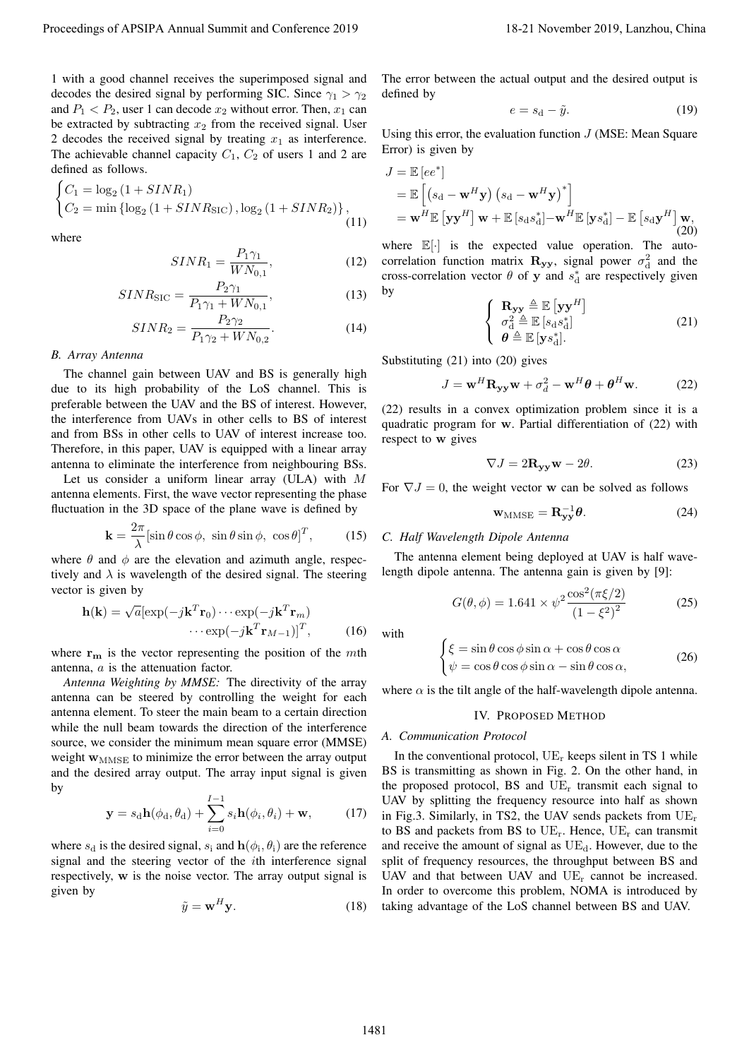1 with a good channel receives the superimposed signal and decodes the desired signal by performing SIC. Since $\gamma_1 > \gamma_2$ and $P_1 < P_2$, user 1 can decode $x_2$ without error. Then, $x_1$ can be extracted by subtracting $x_2$ from the received signal. User 2 decodes the received signal by treating $x_1$ as interference. The achievable channel capacity $C_1$, $C_2$ of users 1 and 2 are defined as follows.

$$\begin{cases} C_1 = \log_2 (1 + SINR_1) \\ C_2 = \min \{\log_2 (1 + SINR_{\rm SIC}), \log_2 (1 + SINR_2)\}, \end{cases} \tag{11}$$

where

$$SINR_1 = \frac{P_1 \gamma_1}{W N_{0,1}}, \tag{12}$$

$$SINR_{\rm SIC} = \frac{P_2 \gamma_1}{P_1 \gamma_1 + W N_{0,1}}, \tag{13}$$

$$SINR_2 = \frac{P_2 \gamma_2}{P_1 \gamma_2 + W N_{0,2}}. \tag{14}$$

### B. Array Antenna

The channel gain between UAV and BS is generally high due to its high probability of the LoS channel. This is preferable between the UAV and the BS of interest. However, the interference from UAVs in other cells to BS of interest and from BSs in other cells to UAV of interest increase too. Therefore, in this paper, UAV is equipped with a linear array antenna to eliminate the interference from neighbouring BSs.

Let us consider a uniform linear array (ULA) with $M$ antenna elements. First, the wave vector representing the phase fluctuation in the 3D space of the plane wave is defined by

$$\mathbf{k} = \frac{2\pi}{\lambda}[\sin\theta\cos\phi, \ \sin\theta\sin\phi, \ \cos\theta]^T, \tag{15}$$

where $\theta$ and $\phi$ are the elevation and azimuth angle, respectively and $\lambda$ is wavelength of the desired signal. The steering vector is given by

$$\mathbf{h}(\mathbf{k}) = \sqrt{a}[\exp(-j\mathbf{k}^T\mathbf{r}_0) \cdots \exp(-j\mathbf{k}^T\mathbf{r}_m) \cdots \exp(-j\mathbf{k}^T\mathbf{r}_{M-1})]^T, \tag{16}$$

where $\mathbf{r_m}$ is the vector representing the position of the $m$th antenna, $a$ is the attenuation factor.

*Antenna Weighting by MMSE:* The directivity of the array antenna can be steered by controlling the weight for each antenna element. To steer the main beam to a certain direction while the null beam towards the direction of the interference source, we consider the minimum mean square error (MMSE) weight $\mathbf{w}_{\rm MMSE}$ to minimize the error between the array output and the desired array output. The array input signal is given by

$$\mathbf{y} = s_{\rm d}\mathbf{h}(\phi_{\rm d}, \theta_{\rm d}) + \sum_{i=0}^{I-1} s_i \mathbf{h}(\phi_i, \theta_i) + \mathbf{w}, \tag{17}$$

where $s_{\rm d}$ is the desired signal, $s_{\rm i}$ and $\mathbf{h}(\phi_{\rm i}, \theta_{\rm i})$ are the reference signal and the steering vector of the $i$th interference signal respectively, $\mathbf{w}$ is the noise vector. The array output signal is given by

$$\tilde{y} = \mathbf{w}^H \mathbf{y}. \tag{18}$$

The error between the actual output and the desired output is defined by

$$e = s_{\rm d} - \tilde{y}. \tag{19}$$

Using this error, the evaluation function $J$ (MSE: Mean Square Error) is given by

$$\begin{aligned} J &= \mathbb{E}\left[ee^*\right] \\ &= \mathbb{E}\left[\left(s_{\rm d} - \mathbf{w}^H\mathbf{y}\right)\left(s_{\rm d} - \mathbf{w}^H\mathbf{y}\right)^*\right] \\ &= \mathbf{w}^H\mathbb{E}\left[\mathbf{y}\mathbf{y}^H\right]\mathbf{w} + \mathbb{E}\left[s_{\rm d}s_{\rm d}^*\right] - \mathbf{w}^H\mathbb{E}\left[\mathbf{y}s_{\rm d}^*\right] - \mathbb{E}\left[s_{\rm d}\mathbf{y}^H\right]\mathbf{w}, \end{aligned} \tag{20}$$

where $\mathbb{E}[\cdot]$ is the expected value operation. The autocorrelation function matrix $\mathbf{R_{yy}}$, signal power $\sigma_{\rm d}^2$ and the cross-correlation vector $\theta$ of $\mathbf{y}$ and $s_{\rm d}^*$ are respectively given by

$$\begin{cases} \mathbf{R_{yy}} \triangleq \mathbb{E}\left[\mathbf{y}\mathbf{y}^H\right] \\ \sigma_{\rm d}^2 \triangleq \mathbb{E}\left[s_{\rm d}s_{\rm d}^*\right] \\ \boldsymbol{\theta} \triangleq \mathbb{E}\left[\mathbf{y}s_{\rm d}^*\right]. \end{cases} \tag{21}$$

Substituting (21) into (20) gives

$$J = \mathbf{w}^H\mathbf{R_{yy}}\mathbf{w} + \sigma_d^2 - \mathbf{w}^H\boldsymbol{\theta} + \boldsymbol{\theta}^H\mathbf{w}. \tag{22}$$

(22) results in a convex optimization problem since it is a quadratic program for $\mathbf{w}$. Partial differentiation of (22) with respect to $\mathbf{w}$ gives

$$\nabla J = 2\mathbf{R_{yy}}\mathbf{w} - 2\theta. \tag{23}$$

For $\nabla J = 0$, the weight vector $\mathbf{w}$ can be solved as follows

$$\mathbf{w}_{\rm MMSE} = \mathbf{R_{yy}}^{-1}\boldsymbol{\theta}. \tag{24}$$

### C. Half Wavelength Dipole Antenna

The antenna element being deployed at UAV is half wavelength dipole antenna. The antenna gain is given by [9]:

$$G(\theta, \phi) = 1.641 \times \psi^2 \frac{\cos^2(\pi\xi/2)}{(1-\xi^2)^2} \tag{25}$$

with

$$\begin{cases} \xi = \sin\theta\cos\phi\sin\alpha + \cos\theta\cos\alpha \\ \psi = \cos\theta\cos\phi\sin\alpha - \sin\theta\cos\alpha, \end{cases} \tag{26}$$

where $\alpha$ is the tilt angle of the half-wavelength dipole antenna.

## IV. Proposed Method

### A. Communication Protocol

In the conventional protocol, $\mathrm{UE_r}$ keeps silent in TS 1 while BS is transmitting as shown in Fig. 2. On the other hand, in the proposed protocol, BS and $\mathrm{UE_r}$ transmit each signal to UAV by splitting the frequency resource into half as shown in Fig.3. Similarly, in TS2, the UAV sends packets from $\mathrm{UE_r}$ to BS and packets from BS to $\mathrm{UE_r}$. Hence, $\mathrm{UE_r}$ can transmit and receive the amount of signal as $\mathrm{UE_d}$. However, due to the split of frequency resources, the throughput between BS and UAV and that between UAV and $\mathrm{UE_r}$ cannot be increased. In order to overcome this problem, NOMA is introduced by taking advantage of the LoS channel between BS and UAV.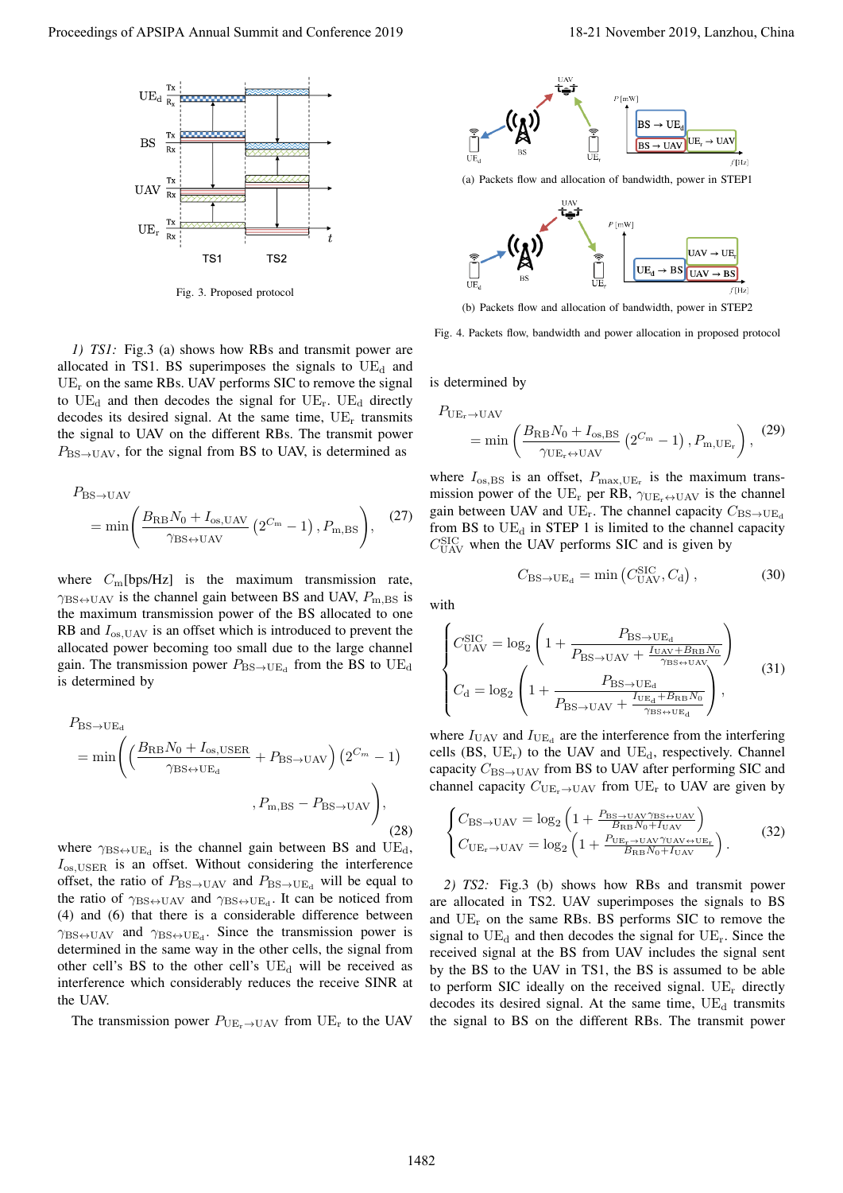Fig. 3. Proposed protocol

(a) Packets flow and allocation of bandwidth, power in STEP1

(b) Packets flow and allocation of bandwidth, power in STEP2

Fig. 4. Packets flow, bandwidth and power allocation in proposed protocol

*1) TS1:* Fig.3 (a) shows how RBs and transmit power are allocated in TS1. BS superimposes the signals to $\mathrm{UE_d}$ and $\mathrm{UE_r}$ on the same RBs. UAV performs SIC to remove the signal to $\mathrm{UE_d}$ and then decodes the signal for $\mathrm{UE_r}$. $\mathrm{UE_d}$ directly decodes its desired signal. At the same time, $\mathrm{UE_r}$ transmits the signal to UAV on the different RBs. The transmit power $P_{\mathrm{BS}\to\mathrm{UAV}}$, for the signal from BS to UAV, is determined as

$$
P_{\mathrm{BS}\to\mathrm{UAV}} = \min\left(\frac{B_{\mathrm{RB}}N_0 + I_{\mathrm{os,UAV}}}{\gamma_{\mathrm{BS}\leftrightarrow\mathrm{UAV}}}\left(2^{C_{\mathrm{m}}}-1\right), P_{\mathrm{m,BS}}\right), \tag{27}
$$

where $C_{\mathrm{m}}$[bps/Hz] is the maximum transmission rate, $\gamma_{\mathrm{BS}\leftrightarrow\mathrm{UAV}}$ is the channel gain between BS and UAV, $P_{\mathrm{m,BS}}$ is the maximum transmission power of the BS allocated to one RB and $I_{\mathrm{os,UAV}}$ is an offset which is introduced to prevent the allocated power becoming too small due to the large channel gain. The transmission power $P_{\mathrm{BS}\to\mathrm{UE_d}}$ from the BS to $\mathrm{UE_d}$ is determined by

$$
P_{\mathrm{BS}\to\mathrm{UE_d}} = \min\left(\left(\frac{B_{\mathrm{RB}}N_0 + I_{\mathrm{os,USER}}}{\gamma_{\mathrm{BS}\leftrightarrow\mathrm{UE_d}}} + P_{\mathrm{BS}\to\mathrm{UAV}}\right)\left(2^{C_{m}}-1\right), P_{\mathrm{m,BS}} - P_{\mathrm{BS}\to\mathrm{UAV}}\right), \tag{28}
$$

where $\gamma_{\mathrm{BS}\leftrightarrow\mathrm{UE_d}}$ is the channel gain between BS and $\mathrm{UE_d}$, $I_{\mathrm{os,USER}}$ is an offset. Without considering the interference offset, the ratio of $P_{\mathrm{BS}\to\mathrm{UAV}}$ and $P_{\mathrm{BS}\to\mathrm{UE_d}}$ will be equal to the ratio of $\gamma_{\mathrm{BS}\leftrightarrow\mathrm{UAV}}$ and $\gamma_{\mathrm{BS}\leftrightarrow\mathrm{UE_d}}$. It can be noticed from (4) and (6) that there is a considerable difference between $\gamma_{\mathrm{BS}\leftrightarrow\mathrm{UAV}}$ and $\gamma_{\mathrm{BS}\leftrightarrow\mathrm{UE_d}}$. Since the transmission power is determined in the same way in the other cells, the signal from other cell's BS to the other cell's $\mathrm{UE_d}$ will be received as interference which considerably reduces the receive SINR at the UAV.

The transmission power $P_{\mathrm{UE_r}\to\mathrm{UAV}}$ from $\mathrm{UE_r}$ to the UAV is determined by

$$
P_{\mathrm{UE_r}\to\mathrm{UAV}} = \min\left(\frac{B_{\mathrm{RB}}N_0 + I_{\mathrm{os,BS}}}{\gamma_{\mathrm{UE_r}\leftrightarrow\mathrm{UAV}}}\left(2^{C_{\mathrm{m}}}-1\right), P_{\mathrm{m,UE_r}}\right), \tag{29}
$$

where $I_{\mathrm{os,BS}}$ is an offset, $P_{\mathrm{max,UE_r}}$ is the maximum transmission power of the $\mathrm{UE_r}$ per RB, $\gamma_{\mathrm{UE_r}\leftrightarrow\mathrm{UAV}}$ is the channel gain between UAV and $\mathrm{UE_r}$. The channel capacity $C_{\mathrm{BS}\to\mathrm{UE_d}}$ from BS to $\mathrm{UE_d}$ in STEP 1 is limited to the channel capacity $C_{\mathrm{UAV}}^{\mathrm{SIC}}$ when the UAV performs SIC and is given by

$$
C_{\mathrm{BS}\to\mathrm{UE_d}} = \min\left(C_{\mathrm{UAV}}^{\mathrm{SIC}}, C_{\mathrm{d}}\right), \tag{30}
$$

with

$$
\begin{cases}
C_{\mathrm{UAV}}^{\mathrm{SIC}} = \log_2\left(1 + \dfrac{P_{\mathrm{BS}\to\mathrm{UE_d}}}{P_{\mathrm{BS}\to\mathrm{UAV}} + \frac{I_{\mathrm{UAV}}+B_{\mathrm{RB}}N_0}{\gamma_{\mathrm{BS}\leftrightarrow\mathrm{UAV}}}}\right) \\
C_{\mathrm{d}} = \log_2\left(1 + \dfrac{P_{\mathrm{BS}\to\mathrm{UE_d}}}{P_{\mathrm{BS}\to\mathrm{UAV}} + \frac{I_{\mathrm{UE_d}}+B_{\mathrm{RB}}N_0}{\gamma_{\mathrm{BS}\leftrightarrow\mathrm{UE_d}}}}\right)
\end{cases}, \tag{31}
$$

where $I_{\mathrm{UAV}}$ and $I_{\mathrm{UE_d}}$ are the interference from the interfering cells (BS, $\mathrm{UE_r}$) to the UAV and $\mathrm{UE_d}$, respectively. Channel capacity $C_{\mathrm{BS}\to\mathrm{UAV}}$ from BS to UAV after performing SIC and channel capacity $C_{\mathrm{UE_r}\to\mathrm{UAV}}$ from $\mathrm{UE_r}$ to UAV are given by

$$
\begin{cases}
C_{\mathrm{BS}\to\mathrm{UAV}} = \log_2\left(1 + \frac{P_{\mathrm{BS}\to\mathrm{UAV}}\gamma_{\mathrm{BS}\leftrightarrow\mathrm{UAV}}}{B_{\mathrm{RB}}N_0 + I_{\mathrm{UAV}}}\right) \\
C_{\mathrm{UE_r}\to\mathrm{UAV}} = \log_2\left(1 + \frac{P_{\mathrm{UE_r}\to\mathrm{UAV}}\gamma_{\mathrm{UAV}\leftrightarrow\mathrm{UE_r}}}{B_{\mathrm{RB}}N_0 + I_{\mathrm{UAV}}}\right)
\end{cases}. \tag{32}
$$

*2) TS2:* Fig.3 (b) shows how RBs and transmit power are allocated in TS2. UAV superimposes the signals to BS and $\mathrm{UE_r}$ on the same RBs. BS performs SIC to remove the signal to $\mathrm{UE_d}$ and then decodes the signal for $\mathrm{UE_r}$. Since the received signal at the BS from UAV includes the signal sent by the BS to the UAV in TS1, the BS is assumed to be able to perform SIC ideally on the received signal. $\mathrm{UE_r}$ directly decodes its desired signal. At the same time, $\mathrm{UE_d}$ transmits the signal to BS on the different RBs. The transmit power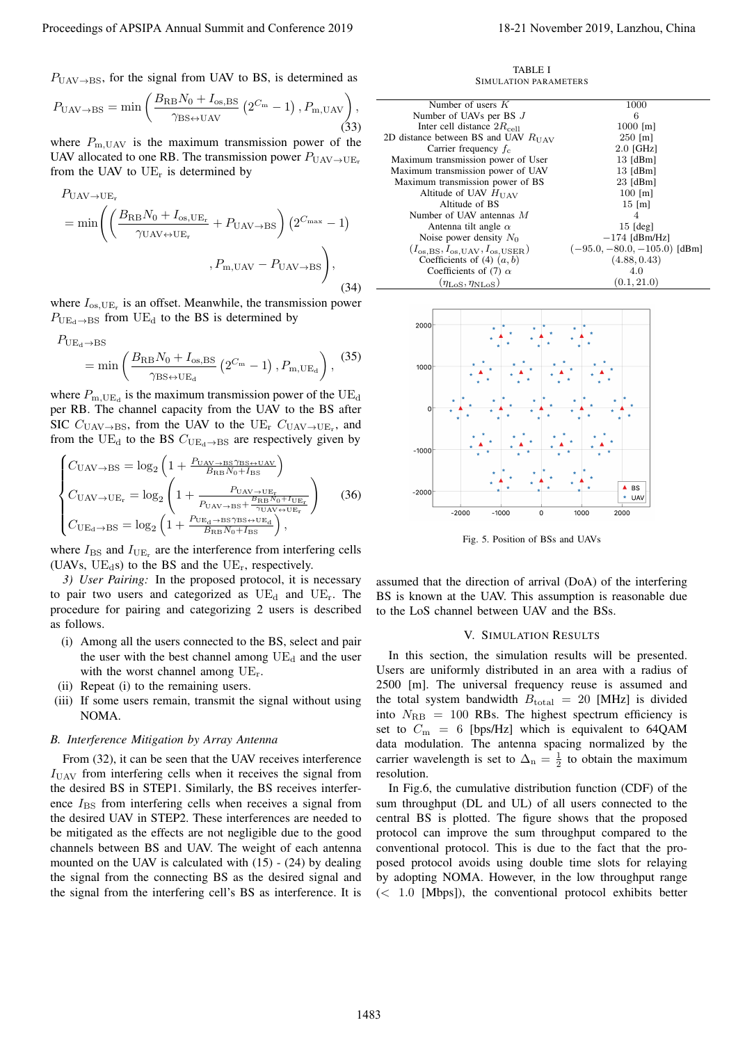$P_{\mathrm{UAV}\to\mathrm{BS}}$, for the signal from UAV to BS, is determined as

$$P_{\mathrm{UAV}\to\mathrm{BS}} = \min\left(\frac{B_{\mathrm{RB}}N_0 + I_{\mathrm{os,BS}}}{\gamma_{\mathrm{BS}\leftrightarrow\mathrm{UAV}}}\left(2^{C_{\mathrm{m}}}-1\right), P_{\mathrm{m,UAV}}\right), \tag{33}$$

where $P_{\mathrm{m,UAV}}$ is the maximum transmission power of the UAV allocated to one RB. The transmission power $P_{\mathrm{UAV}\to\mathrm{UE_r}}$ from the UAV to $\mathrm{UE_r}$ is determined by

$$\begin{aligned} &P_{\mathrm{UAV}\to\mathrm{UE_r}} \\ &= \min\Bigg(\left(\frac{B_{\mathrm{RB}}N_0 + I_{\mathrm{os,UE_r}}}{\gamma_{\mathrm{UAV}\leftrightarrow\mathrm{UE_r}}} + P_{\mathrm{UAV}\to\mathrm{BS}}\right)\left(2^{C_{\max}}-1\right) \\ &\qquad\qquad , P_{\mathrm{m,UAV}} - P_{\mathrm{UAV}\to\mathrm{BS}}\Bigg), \end{aligned} \tag{34}$$

where $I_{\mathrm{os,UE_r}}$ is an offset. Meanwhile, the transmission power $P_{\mathrm{UE_d}\to\mathrm{BS}}$ from $\mathrm{UE_d}$ to the BS is determined by

$$\begin{aligned} &P_{\mathrm{UE_d}\to\mathrm{BS}} \\ &\quad = \min\left(\frac{B_{\mathrm{RB}}N_0 + I_{\mathrm{os,BS}}}{\gamma_{\mathrm{BS}\leftrightarrow\mathrm{UE_d}}}\left(2^{C_{\mathrm{m}}}-1\right), P_{\mathrm{m,UE_d}}\right), \end{aligned} \tag{35}$$

where $P_{\mathrm{m,UE_d}}$ is the maximum transmission power of the $\mathrm{UE_d}$ per RB. The channel capacity from the UAV to the BS after SIC $C_{\mathrm{UAV}\to\mathrm{BS}}$, from the UAV to the $\mathrm{UE_r}$ $C_{\mathrm{UAV}\to\mathrm{UE_r}}$, and from the $\mathrm{UE_d}$ to the BS $C_{\mathrm{UE_d}\to\mathrm{BS}}$ are respectively given by

$$\begin{cases} C_{\mathrm{UAV}\to\mathrm{BS}} = \log_2\left(1 + \frac{P_{\mathrm{UAV}\to\mathrm{BS}}\gamma_{\mathrm{BS}\leftrightarrow\mathrm{UAV}}}{B_{\mathrm{RB}}N_0 + I_{\mathrm{BS}}}\right) \\ C_{\mathrm{UAV}\to\mathrm{UE_r}} = \log_2\left(1 + \frac{P_{\mathrm{UAV}\to\mathrm{UE_r}}}{P_{\mathrm{UAV}\to\mathrm{BS}} + \frac{B_{\mathrm{RB}}N_0 + I_{\mathrm{UE_r}}}{\gamma_{\mathrm{UAV}\leftrightarrow\mathrm{UE_r}}}}\right) \\ C_{\mathrm{UE_d}\to\mathrm{BS}} = \log_2\left(1 + \frac{P_{\mathrm{UE_d}\to\mathrm{BS}}\gamma_{\mathrm{BS}\leftrightarrow\mathrm{UE_d}}}{B_{\mathrm{RB}}N_0 + I_{\mathrm{BS}}}\right), \end{cases} \tag{36}$$

where $I_{\mathrm{BS}}$ and $I_{\mathrm{UE_r}}$ are the interference from interfering cells (UAVs, $\mathrm{UE_d}$s) to the BS and the $\mathrm{UE_r}$, respectively.

*3) User Pairing:* In the proposed protocol, it is necessary to pair two users and categorized as $\mathrm{UE_d}$ and $\mathrm{UE_r}$. The procedure for pairing and categorizing 2 users is described as follows.

(i) Among all the users connected to the BS, select and pair the user with the best channel among $\mathrm{UE_d}$ and the user with the worst channel among $\mathrm{UE_r}$.
(ii) Repeat (i) to the remaining users.
(iii) If some users remain, transmit the signal without using NOMA.

### B. Interference Mitigation by Array Antenna

From (32), it can be seen that the UAV receives interference $I_{\mathrm{UAV}}$ from interfering cells when it receives the signal from the desired BS in STEP1. Similarly, the BS receives interference $I_{\mathrm{BS}}$ from interfering cells when receives a signal from the desired UAV in STEP2. These interferences are needed to be mitigated as the effects are not negligible due to the good channels between BS and UAV. The weight of each antenna mounted on the UAV is calculated with (15) - (24) by dealing the signal from the connecting BS as the desired signal and the signal from the interfering cell's BS as interference. It is assumed that the direction of arrival (DoA) of the interfering BS is known at the UAV. This assumption is reasonable due to the LoS channel between UAV and the BSs.

TABLE I
SIMULATION PARAMETERS

| Parameter | Value |
|---|---|
| Number of users $K$ | 1000 |
| Number of UAVs per BS $J$ | 6 |
| Inter cell distance $2R_{\mathrm{cell}}$ | 1000 [m] |
| 2D distance between BS and UAV $R_{\mathrm{UAV}}$ | 250 [m] |
| Carrier frequency $f_{\mathrm{c}}$ | 2.0 [GHz] |
| Maximum transmission power of User | 13 [dBm] |
| Maximum transmission power of UAV | 13 [dBm] |
| Maximum transmission power of BS | 23 [dBm] |
| Altitude of UAV $H_{\mathrm{UAV}}$ | 100 [m] |
| Altitude of BS | 15 [m] |
| Number of UAV antennas $M$ | 4 |
| Antenna tilt angle $\alpha$ | 15 [deg] |
| Noise power density $N_0$ | $-174$ [dBm/Hz] |
| $(I_{\mathrm{os,BS}}, I_{\mathrm{os,UAV}}, I_{\mathrm{os,USER}})$ | $(-95.0, -80.0, -105.0)$ [dBm] |
| Coefficients of (4) $(a, b)$ | $(4.88, 0.43)$ |
| Coefficients of (7) $\alpha$ | 4.0 |
| $(\eta_{\mathrm{LoS}}, \eta_{\mathrm{NLoS}})$ | $(0.1, 21.0)$ |

Fig. 5. Position of BSs and UAVs

## V. Simulation Results

In this section, the simulation results will be presented. Users are uniformly distributed in an area with a radius of 2500 [m]. The universal frequency reuse is assumed and the total system bandwidth $B_{\mathrm{total}} = 20$ [MHz] is divided into $N_{\mathrm{RB}} = 100$ RBs. The highest spectrum efficiency is set to $C_{\mathrm{m}} = 6$ [bps/Hz] which is equivalent to 64QAM data modulation. The antenna spacing normalized by the carrier wavelength is set to $\Delta_{\mathrm{n}} = \frac{1}{2}$ to obtain the maximum resolution.

In Fig.6, the cumulative distribution function (CDF) of the sum throughput (DL and UL) of all users connected to the central BS is plotted. The figure shows that the proposed protocol can improve the sum throughput compared to the conventional protocol. This is due to the fact that the proposed protocol avoids using double time slots for relaying by adopting NOMA. However, in the low throughput range ($< 1.0$ [Mbps]), the conventional protocol exhibits better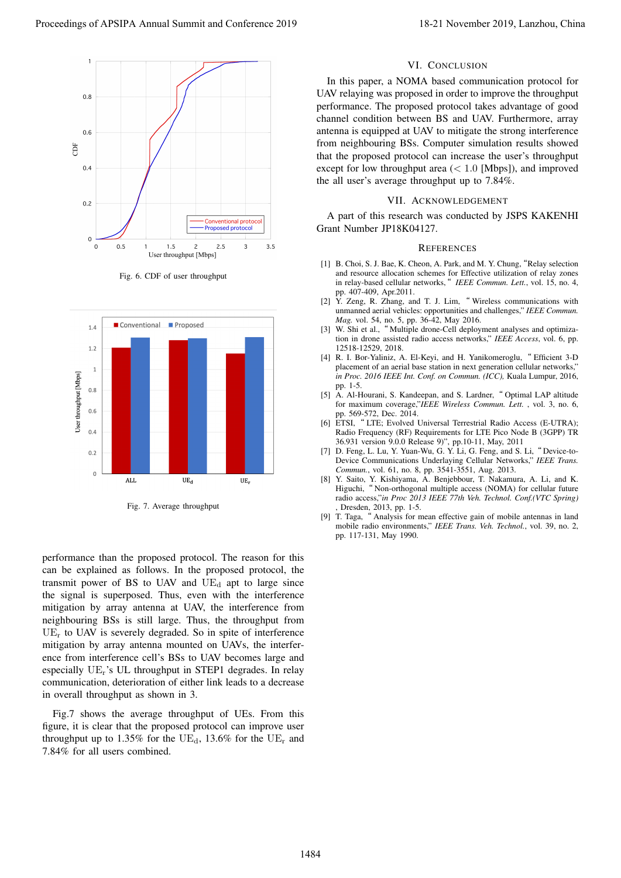1

0.8

0.6

0.4

0.2

0

CDF

0 0.5 1 1.5 2 2.5 3 3.5

User throughput [Mbps]

Conventional protocol

Proposed protocol

Fig. 6. CDF of user throughput

Conventional Proposed

1.4

1.2

1

0.8

0.6

0.4

0.2

0

User throughput [Mbps]

ALL $UE_d$ $UE_r$

Fig. 7. Average throughput

performance than the proposed protocol. The reason for this can be explained as follows. In the proposed protocol, the transmit power of BS to UAV and $UE_d$ apt to large since the signal is superposed. Thus, even with the interference mitigation by array antenna at UAV, the interference from neighbouring BSs is still large. Thus, the throughput from $UE_r$ to UAV is severely degraded. So in spite of interference mitigation by array antenna mounted on UAVs, the interference from interference cell's BSs to UAV becomes large and especially $UE_r$'s UL throughput in STEP1 degrades. In relay communication, deterioration of either link leads to a decrease in overall throughput as shown in 3.

Fig.7 shows the average throughput of UEs. From this figure, it is clear that the proposed protocol can improve user throughput up to 1.35% for the $UE_d$, 13.6% for the $UE_r$ and 7.84% for all users combined.

## VI. Conclusion

In this paper, a NOMA based communication protocol for UAV relaying was proposed in order to improve the throughput performance. The proposed protocol takes advantage of good channel condition between BS and UAV. Furthermore, array antenna is equipped at UAV to mitigate the strong interference from neighbouring BSs. Computer simulation results showed that the proposed protocol can increase the user's throughput except for low throughput area ($< 1.0$ [Mbps]), and improved the all user's average throughput up to 7.84%.

## VII. Acknowledgement

A part of this research was conducted by JSPS KAKENHI Grant Number JP18K04127.

## References

[1] B. Choi, S. J. Bae, K. Cheon, A. Park, and M. Y. Chung, "Relay selection and resource allocation schemes for Effective utilization of relay zones in relay-based cellular networks," *IEEE Commun. Lett.*, vol. 15, no. 4, pp. 407-409, Apr.2011.

[2] Y. Zeng, R. Zhang, and T. J. Lim, "Wireless communications with unmanned aerial vehicles: opportunities and challenges," *IEEE Commun. Mag.* vol. 54, no. 5, pp. 36-42, May 2016.

[3] W. Shi et al., "Multiple drone-Cell deployment analyses and optimization in drone assisted radio access networks," *IEEE Access*, vol. 6, pp. 12518-12529, 2018.

[4] R. I. Bor-Yaliniz, A. El-Keyi, and H. Yanikomeroglu, "Efficient 3-D placement of an aerial base station in next generation cellular networks," *in Proc. 2016 IEEE Int. Conf. on Commun. (ICC),* Kuala Lumpur, 2016, pp. 1-5.

[5] A. Al-Hourani, S. Kandeepan, and S. Lardner, "Optimal LAP altitude for maximum coverage,"*IEEE Wireless Commun. Lett.* , vol. 3, no. 6, pp. 569-572, Dec. 2014.

[6] ETSI, "LTE; Evolved Universal Terrestrial Radio Access (E-UTRA); Radio Frequency (RF) Requirements for LTE Pico Node B (3GPP) TR 36.931 version 9.0.0 Release 9)", pp.10-11, May, 2011

[7] D. Feng, L. Lu, Y. Yuan-Wu, G. Y. Li, G. Feng, and S. Li, "Device-to-Device Communications Underlaying Cellular Networks," *IEEE Trans. Commun.*, vol. 61, no. 8, pp. 3541-3551, Aug. 2013.

[8] Y. Saito, Y. Kishiyama, A. Benjebbour, T. Nakamura, A. Li, and K. Higuchi, "Non-orthogonal multiple access (NOMA) for cellular future radio access,"*in Proc 2013 IEEE 77th Veh. Technol. Conf.(VTC Spring)* , Dresden, 2013, pp. 1-5.

[9] T. Taga, "Analysis for mean effective gain of mobile antennas in land mobile radio environments," *IEEE Trans. Veh. Technol.*, vol. 39, no. 2, pp. 117-131, May 1990.